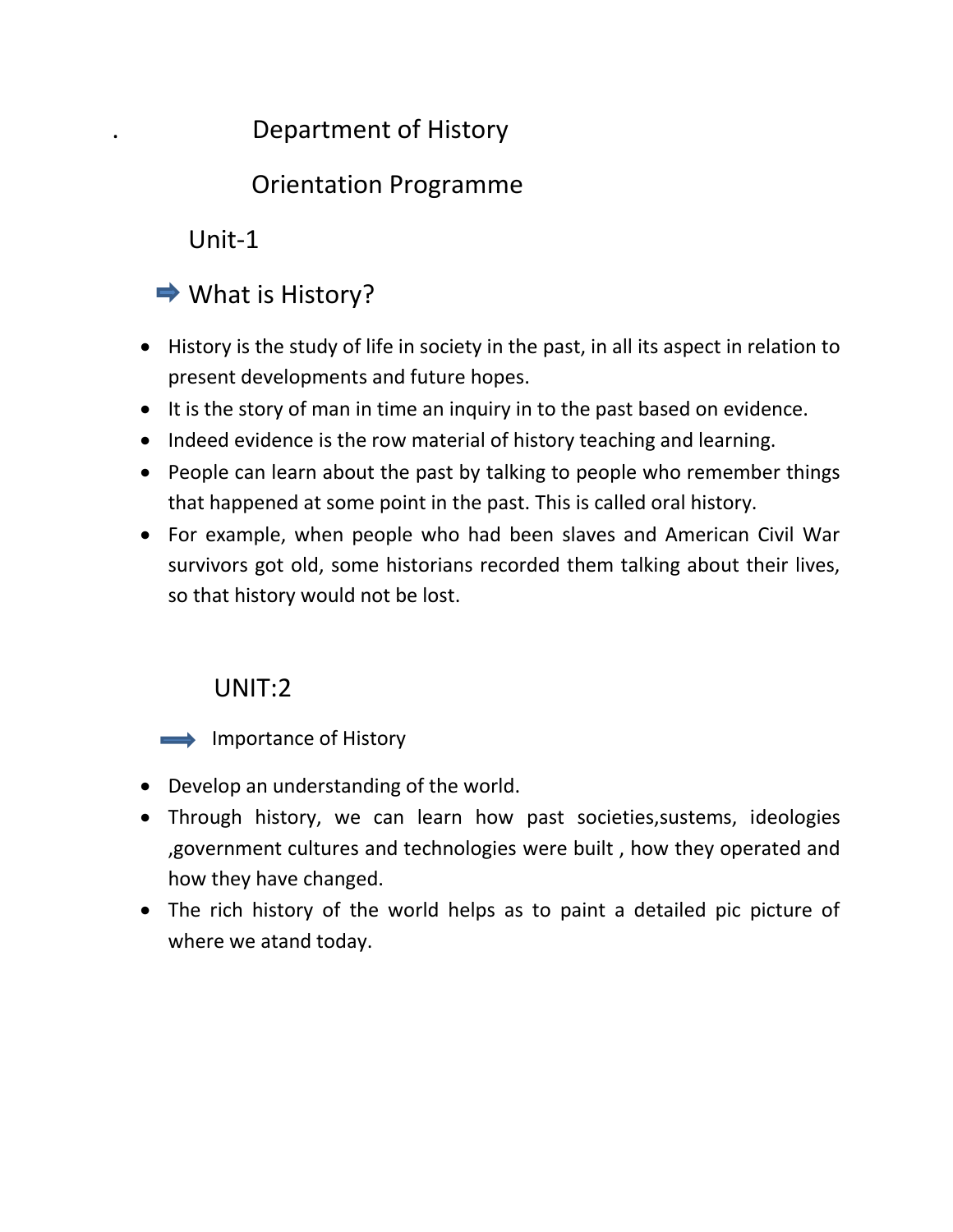# Department of History

## Orientation Programme

### Unit-1

#### ➡ What is History?

- History is the study of life in society in the past, in all its aspect in relation to present developments and future hopes.
- It is the story of man in time an inquiry in to the past based on evidence.
- Indeed evidence is the row material of history teaching and learning.
- People can learn about the past by talking to people who remember things that happened at some point in the past. This is called oral history.
- For example, when people who had been slaves and American Civil War survivors got old, some historians recorded them talking about their lives, so that history would not be lost.

### UNIT:2

#### ➡ Importance of History

- Develop an understanding of the world.
- Through history, we can learn how past societies,sustems, ideologies ,government cultures and technologies were built , how they operated and how they have changed.
- The rich history of the world helps as to paint a detailed pic picture of where we atand today.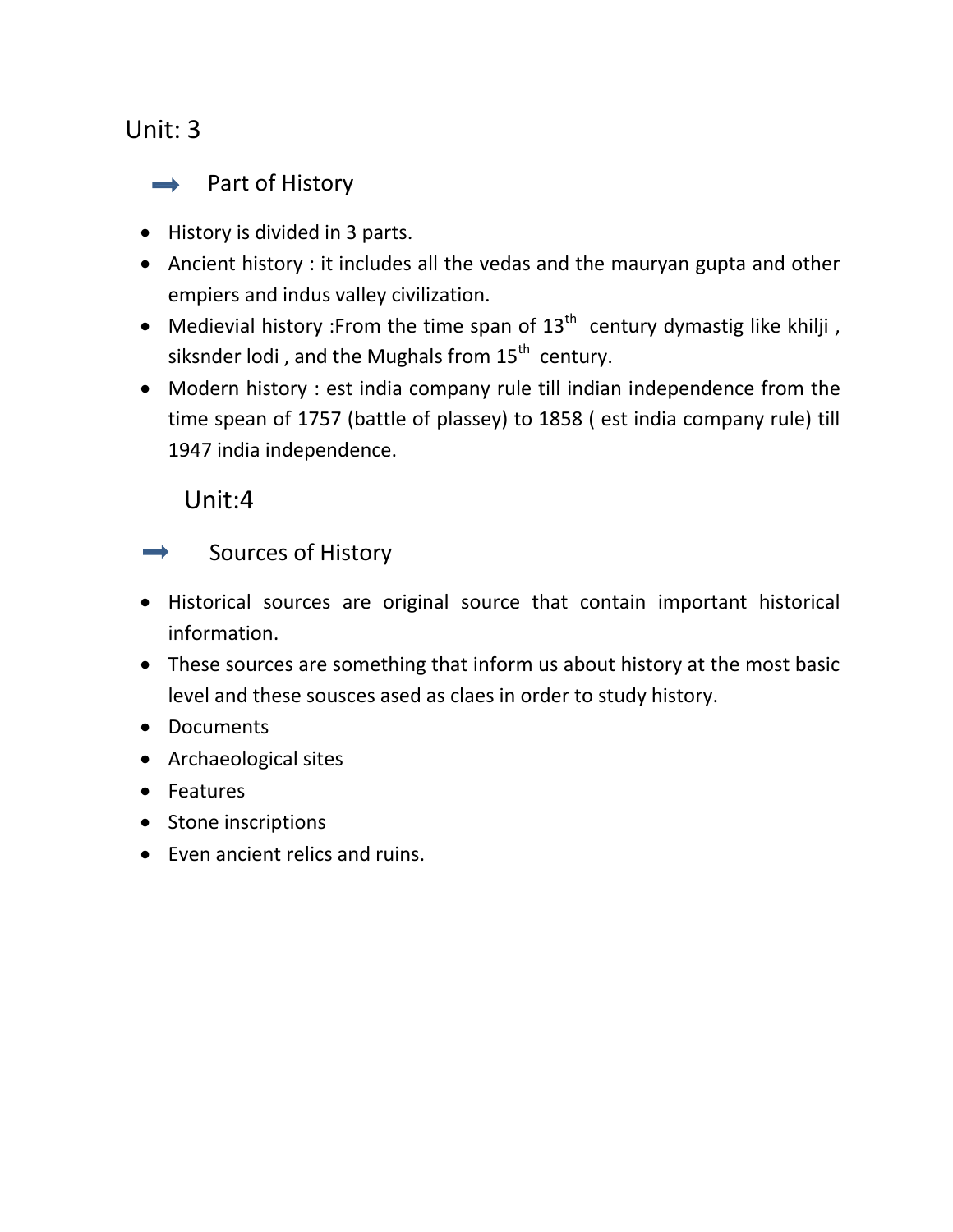## Unit: 3

➡ Part of History

- History is divided in 3 parts.
- Ancient history : it includes all the vedas and the mauryan gupta and other empiers and indus valley civilization.
- Medievial history :From the time span of $13^{th}$ century dymastig like khilji , siksnder lodi , and the Mughals from $15^{th}$ century.
- Modern history : est india company rule till indian independence from the time spean of 1757 (battle of plassey) to 1858 ( est india company rule) till 1947 india independence.

## Unit:4

➡ Sources of History

- Historical sources are original source that contain important historical information.
- These sources are something that inform us about history at the most basic level and these sousces ased as claes in order to study history.
- Documents
- Archaeological sites
- Features
- Stone inscriptions
- Even ancient relics and ruins.